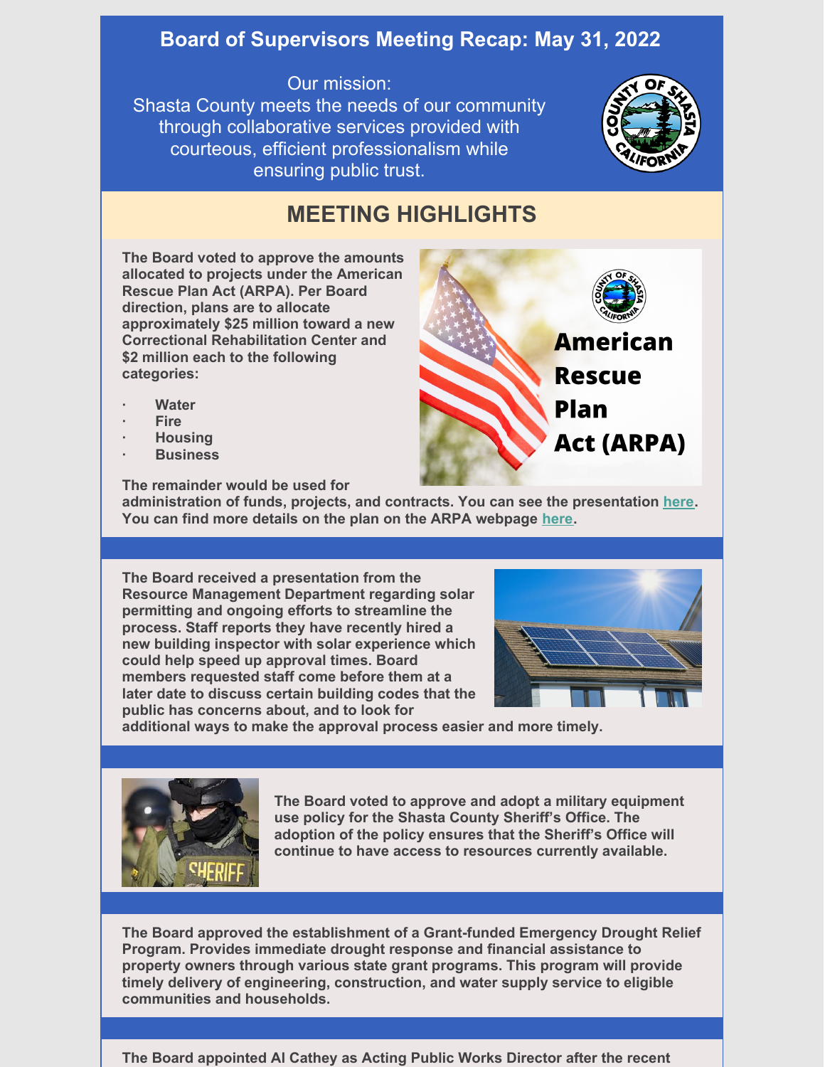# Board of Supervisors Meeting Recap: May 31, 2022

Our mission:
Shasta County meets the needs of our community through collaborative services provided with courteous, efficient professionalism while ensuring public trust.

## MEETING HIGHLIGHTS

**The Board voted to approve the amounts allocated to projects under the American Rescue Plan Act (ARPA). Per Board direction, plans are to allocate approximately $25 million toward a new Correctional Rehabilitation Center and $2 million each to the following categories:**

- **Water**
- **Fire**
- **Housing**
- **Business**

**The remainder would be used for administration of funds, projects, and contracts. You can see the presentation here. You can find more details on the plan on the ARPA webpage here.**

**The Board received a presentation from the Resource Management Department regarding solar permitting and ongoing efforts to streamline the process. Staff reports they have recently hired a new building inspector with solar experience which could help speed up approval times. Board members requested staff come before them at a later date to discuss certain building codes that the public has concerns about, and to look for additional ways to make the approval process easier and more timely.**

**The Board voted to approve and adopt a military equipment use policy for the Shasta County Sheriff's Office. The adoption of the policy ensures that the Sheriff's Office will continue to have access to resources currently available.**

**The Board approved the establishment of a Grant-funded Emergency Drought Relief Program. Provides immediate drought response and financial assistance to property owners through various state grant programs. This program will provide timely delivery of engineering, construction, and water supply service to eligible communities and households.**

**The Board appointed Al Cathey as Acting Public Works Director after the recent**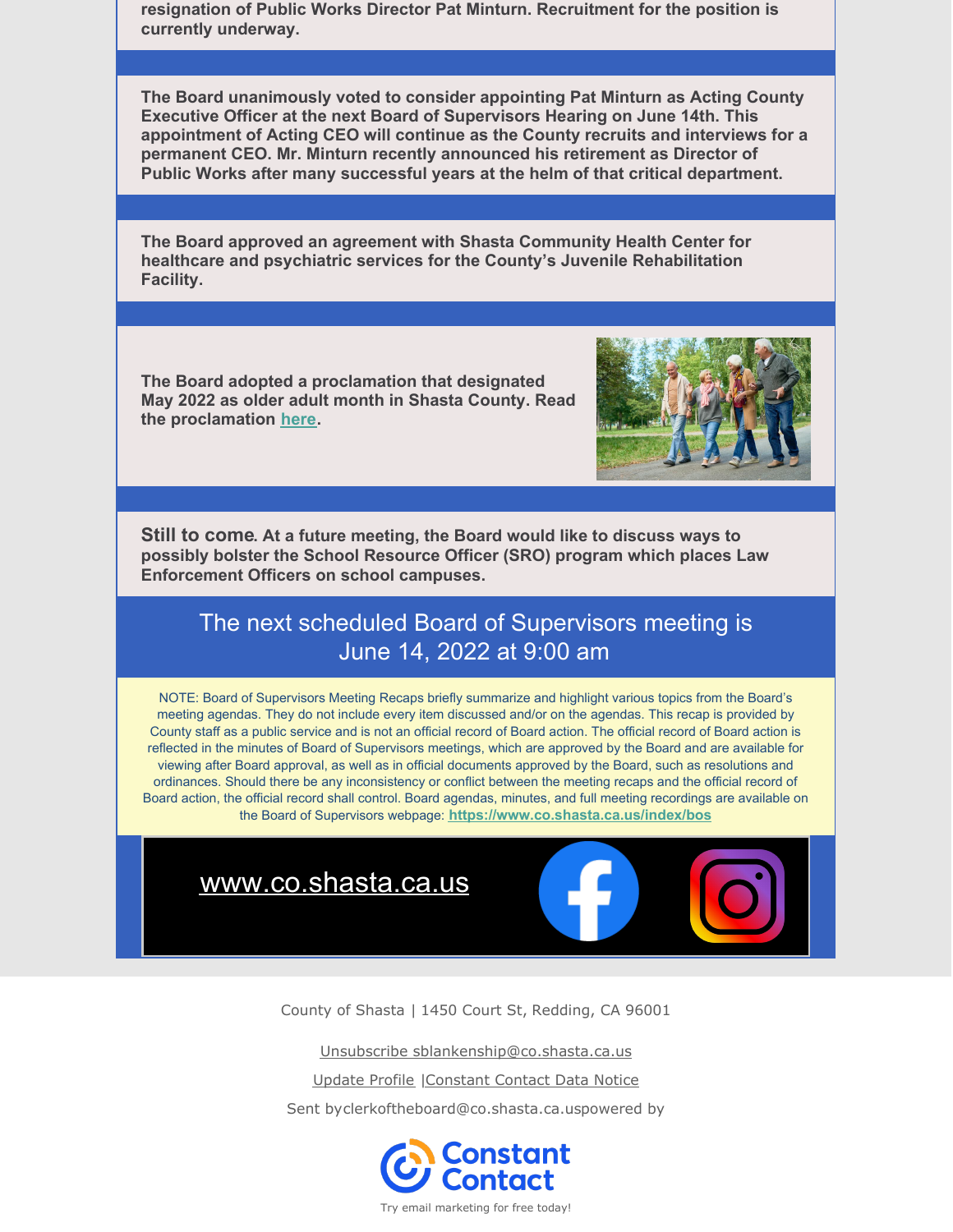**resignation of Public Works Director Pat Minturn. Recruitment for the position is currently underway.**

**The Board unanimously voted to consider appointing Pat Minturn as Acting County Executive Officer at the next Board of Supervisors Hearing on June 14th. This appointment of Acting CEO will continue as the County recruits and interviews for a permanent CEO. Mr. Minturn recently announced his retirement as Director of Public Works after many successful years at the helm of that critical department.**

**The Board approved an agreement with Shasta Community Health Center for healthcare and psychiatric services for the County's Juvenile Rehabilitation Facility.**

**The Board adopted a proclamation that designated May 2022 as older adult month in Shasta County. Read the proclamation here.**

**Still to come. At a future meeting, the Board would like to discuss ways to possibly bolster the School Resource Officer (SRO) program which places Law Enforcement Officers on school campuses.**

## The next scheduled Board of Supervisors meeting is June 14, 2022 at 9:00 am

NOTE: Board of Supervisors Meeting Recaps briefly summarize and highlight various topics from the Board's meeting agendas. They do not include every item discussed and/or on the agendas. This recap is provided by County staff as a public service and is not an official record of Board action. The official record of Board action is reflected in the minutes of Board of Supervisors meetings, which are approved by the Board and are available for viewing after Board approval, as well as in official documents approved by the Board, such as resolutions and ordinances. Should there be any inconsistency or conflict between the meeting recaps and the official record of Board action, the official record shall control. Board agendas, minutes, and full meeting recordings are available on the Board of Supervisors webpage: **https://www.co.shasta.ca.us/index/bos**

www.co.shasta.ca.us

County of Shasta | 1450 Court St, Redding, CA 96001

Unsubscribe sblankenship@co.shasta.ca.us

Update Profile |Constant Contact Data Notice

Sent byclerkoftheboard@co.shasta.ca.uspowered by

Constant Contact

Try email marketing for free today!